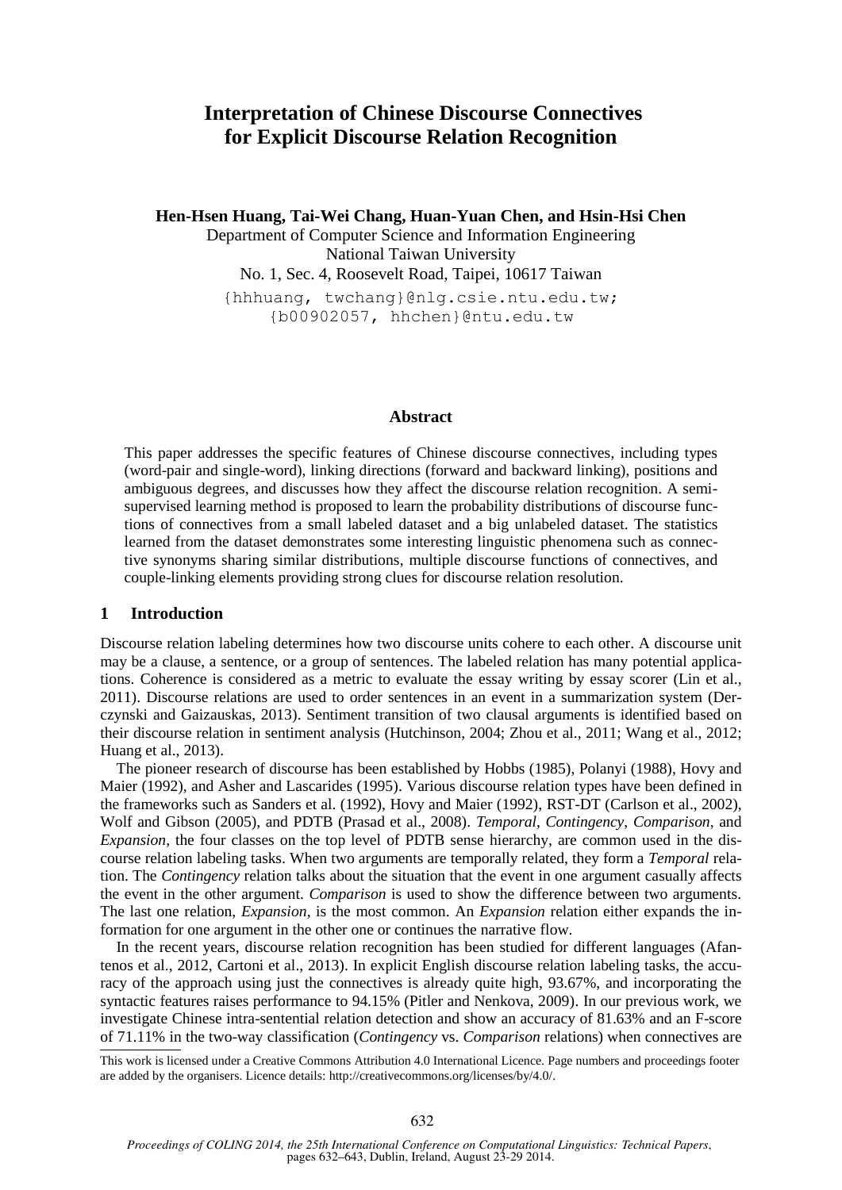# Interpretation of Chinese Discourse Connectives for Explicit Discourse Relation Recognition

**Hen-Hsen Huang, Tai-Wei Chang, Huan-Yuan Chen, and Hsin-Hsi Chen**

Department of Computer Science and Information Engineering
National Taiwan University
No. 1, Sec. 4, Roosevelt Road, Taipei, 10617 Taiwan

{hhhuang, twchang}@nlg.csie.ntu.edu.tw;
{b00902057, hhchen}@ntu.edu.tw

## Abstract

This paper addresses the specific features of Chinese discourse connectives, including types (word-pair and single-word), linking directions (forward and backward linking), positions and ambiguous degrees, and discusses how they affect the discourse relation recognition. A semi-supervised learning method is proposed to learn the probability distributions of discourse functions of connectives from a small labeled dataset and a big unlabeled dataset. The statistics learned from the dataset demonstrates some interesting linguistic phenomena such as connective synonyms sharing similar distributions, multiple discourse functions of connectives, and couple-linking elements providing strong clues for discourse relation resolution.

## 1 Introduction

Discourse relation labeling determines how two discourse units cohere to each other. A discourse unit may be a clause, a sentence, or a group of sentences. The labeled relation has many potential applications. Coherence is considered as a metric to evaluate the essay writing by essay scorer (Lin et al., 2011). Discourse relations are used to order sentences in an event in a summarization system (Derczynski and Gaizauskas, 2013). Sentiment transition of two clausal arguments is identified based on their discourse relation in sentiment analysis (Hutchinson, 2004; Zhou et al., 2011; Wang et al., 2012; Huang et al., 2013).

The pioneer research of discourse has been established by Hobbs (1985), Polanyi (1988), Hovy and Maier (1992), and Asher and Lascarides (1995). Various discourse relation types have been defined in the frameworks such as Sanders et al. (1992), Hovy and Maier (1992), RST-DT (Carlson et al., 2002), Wolf and Gibson (2005), and PDTB (Prasad et al., 2008). *Temporal*, *Contingency*, *Comparison*, and *Expansion*, the four classes on the top level of PDTB sense hierarchy, are common used in the discourse relation labeling tasks. When two arguments are temporally related, they form a *Temporal* relation. The *Contingency* relation talks about the situation that the event in one argument casually affects the event in the other argument. *Comparison* is used to show the difference between two arguments. The last one relation, *Expansion*, is the most common. An *Expansion* relation either expands the information for one argument in the other one or continues the narrative flow.

In the recent years, discourse relation recognition has been studied for different languages (Afantenos et al., 2012, Cartoni et al., 2013). In explicit English discourse relation labeling tasks, the accuracy of the approach using just the connectives is already quite high, 93.67%, and incorporating the syntactic features raises performance to 94.15% (Pitler and Nenkova, 2009). In our previous work, we investigate Chinese intra-sentential relation detection and show an accuracy of 81.63% and an F-score of 71.11% in the two-way classification (*Contingency* vs. *Comparison* relations) when connectives are

This work is licensed under a Creative Commons Attribution 4.0 International Licence. Page numbers and proceedings footer are added by the organisers. Licence details: http://creativecommons.org/licenses/by/4.0/.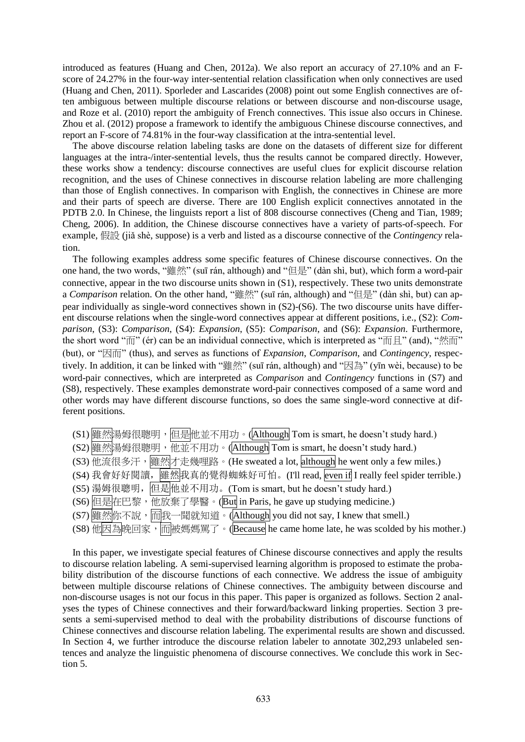introduced as features (Huang and Chen, 2012a). We also report an accuracy of 27.10% and an F-score of 24.27% in the four-way inter-sentential relation classification when only connectives are used (Huang and Chen, 2011). Sporleder and Lascarides (2008) point out some English connectives are often ambiguous between multiple discourse relations or between discourse and non-discourse usage, and Roze et al. (2010) report the ambiguity of French connectives. This issue also occurs in Chinese. Zhou et al. (2012) propose a framework to identify the ambiguous Chinese discourse connectives, and report an F-score of 74.81% in the four-way classification at the intra-sentential level.

The above discourse relation labeling tasks are done on the datasets of different size for different languages at the intra-/inter-sentential levels, thus the results cannot be compared directly. However, these works show a tendency: discourse connectives are useful clues for explicit discourse relation recognition, and the uses of Chinese connectives in discourse relation labeling are more challenging than those of English connectives. In comparison with English, the connectives in Chinese are more and their parts of speech are diverse. There are 100 English explicit connectives annotated in the PDTB 2.0. In Chinese, the linguists report a list of 808 discourse connectives (Cheng and Tian, 1989; Cheng, 2006). In addition, the Chinese discourse connectives have a variety of parts-of-speech. For example, 假設 (jiǎ shè, suppose) is a verb and listed as a discourse connective of the *Contingency* relation.

The following examples address some specific features of Chinese discourse connectives. On the one hand, the two words, "雖然" (suī rán, although) and "但是" (dàn shì, but), which form a word-pair connective, appear in the two discourse units shown in (S1), respectively. These two units demonstrate a *Comparison* relation. On the other hand, "雖然" (suī rán, although) and "但是" (dàn shì, but) can appear individually as single-word connectives shown in (S2)-(S6). The two discourse units have different discourse relations when the single-word connectives appear at different positions, i.e., (S2): *Comparison*, (S3): *Comparison*, (S4): *Expansion*, (S5): *Comparison*, and (S6): *Expansion*. Furthermore, the short word "而" (ér) can be an individual connective, which is interpreted as "而且" (and), "然而" (but), or "因而" (thus), and serves as functions of *Expansion*, *Comparison*, and *Contingency*, respectively. In addition, it can be linked with "雖然" (suī rán, although) and "因為" (yīn wèi, because) to be word-pair connectives, which are interpreted as *Comparison* and *Contingency* functions in (S7) and (S8), respectively. These examples demonstrate word-pair connectives composed of a same word and other words may have different discourse functions, so does the same single-word connective at different positions.

(S1) 雖然湯姆很聰明，但是他並不用功。(Although Tom is smart, he doesn't study hard.)
(S2) 雖然湯姆很聰明，他並不用功。(Although Tom is smart, he doesn't study hard.)
(S3) 他流很多汗，雖然才走幾哩路。(He sweated a lot, although he went only a few miles.)
(S4) 我會好好閱讀，雖然我真的覺得蜘蛛好可怕。(I'll read, even if I really feel spider terrible.)
(S5) 湯姆很聰明，但是他並不用功。(Tom is smart, but he doesn't study hard.)
(S6) 但是在巴黎，他放棄了學醫。(But in Paris, he gave up studying medicine.)
(S7) 雖然你不說，而我一聞就知道。(Although you did not say, I knew that smell.)
(S8) 他因為晚回家，而被媽媽罵了。(Because he came home late, he was scolded by his mother.)

In this paper, we investigate special features of Chinese discourse connectives and apply the results to discourse relation labeling. A semi-supervised learning algorithm is proposed to estimate the probability distribution of the discourse functions of each connective. We address the issue of ambiguity between multiple discourse relations of Chinese connectives. The ambiguity between discourse and non-discourse usages is not our focus in this paper. This paper is organized as follows. Section 2 analyses the types of Chinese connectives and their forward/backward linking properties. Section 3 presents a semi-supervised method to deal with the probability distributions of discourse functions of Chinese connectives and discourse relation labeling. The experimental results are shown and discussed. In Section 4, we further introduce the discourse relation labeler to annotate 302,293 unlabeled sentences and analyze the linguistic phenomena of discourse connectives. We conclude this work in Section 5.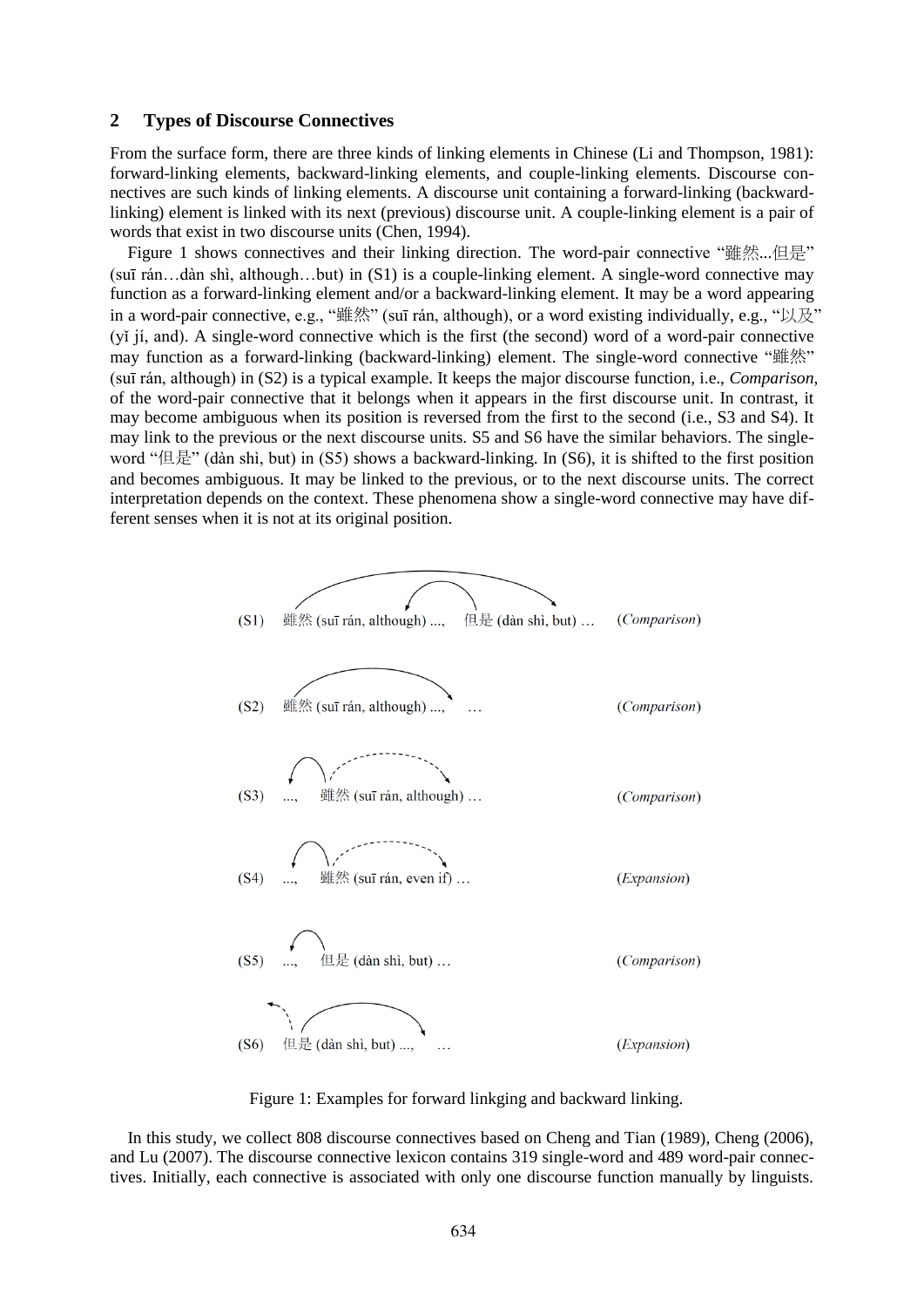## 2 Types of Discourse Connectives

From the surface form, there are three kinds of linking elements in Chinese (Li and Thompson, 1981): forward-linking elements, backward-linking elements, and couple-linking elements. Discourse connectives are such kinds of linking elements. A discourse unit containing a forward-linking (backward-linking) element is linked with its next (previous) discourse unit. A couple-linking element is a pair of words that exist in two discourse units (Chen, 1994).

Figure 1 shows connectives and their linking direction. The word-pair connective "雖然...但是" (suī rán…dàn shì, although…but) in (S1) is a couple-linking element. A single-word connective may function as a forward-linking element and/or a backward-linking element. It may be a word appearing in a word-pair connective, e.g., "雖然" (suī rán, although), or a word existing individually, e.g., "以及" (yǐ jí, and). A single-word connective which is the first (the second) word of a word-pair connective may function as a forward-linking (backward-linking) element. The single-word connective "雖然" (suī rán, although) in (S2) is a typical example. It keeps the major discourse function, i.e., *Comparison*, of the word-pair connective that it belongs when it appears in the first discourse unit. In contrast, it may become ambiguous when its position is reversed from the first to the second (i.e., S3 and S4). It may link to the previous or the next discourse units. S5 and S6 have the similar behaviors. The single-word "但是" (dàn shì, but) in (S5) shows a backward-linking. In (S6), it is shifted to the first position and becomes ambiguous. It may be linked to the previous, or to the next discourse units. The correct interpretation depends on the context. These phenomena show a single-word connective may have different senses when it is not at its original position.

(S1) 雖然 (suī rán, although) ..., 但是 (dàn shì, but) … (*Comparison*)

(S2) 雖然 (suī rán, although) ..., … (*Comparison*)

(S3) ..., 雖然 (suī rán, although) … (*Comparison*)

(S4) ..., 雖然 (suī rán, even if) … (*Expansion*)

(S5) ..., 但是 (dàn shì, but) … (*Comparison*)

(S6) 但是 (dàn shì, but) ..., … (*Expansion*)

Figure 1: Examples for forward linkging and backward linking.

In this study, we collect 808 discourse connectives based on Cheng and Tian (1989), Cheng (2006), and Lu (2007). The discourse connective lexicon contains 319 single-word and 489 word-pair connectives. Initially, each connective is associated with only one discourse function manually by linguists.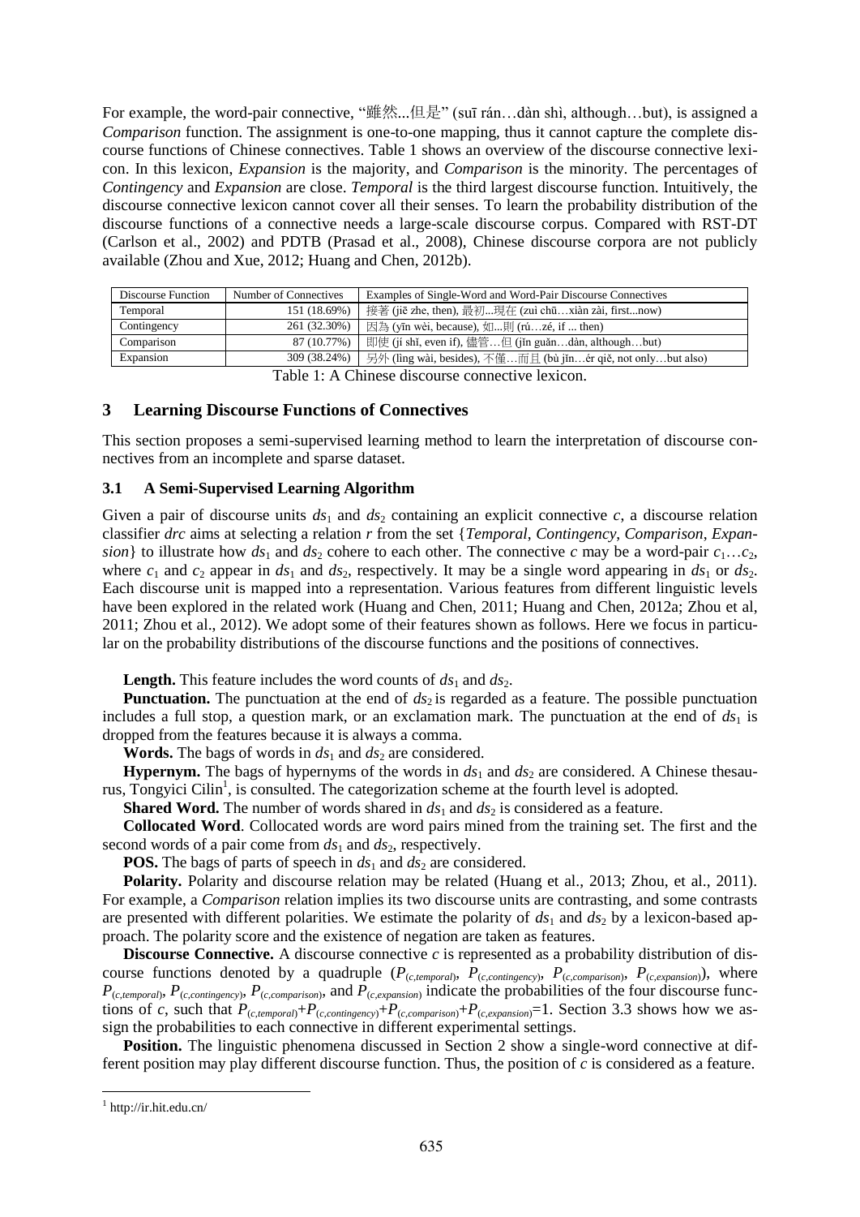For example, the word-pair connective, "雖然...但是" (suī rán…dàn shì, although…but), is assigned a *Comparison* function. The assignment is one-to-one mapping, thus it cannot capture the complete discourse functions of Chinese connectives. Table 1 shows an overview of the discourse connective lexicon. In this lexicon, *Expansion* is the majority, and *Comparison* is the minority. The percentages of *Contingency* and *Expansion* are close. *Temporal* is the third largest discourse function. Intuitively, the discourse connective lexicon cannot cover all their senses. To learn the probability distribution of the discourse functions of a connective needs a large-scale discourse corpus. Compared with RST-DT (Carlson et al., 2002) and PDTB (Prasad et al., 2008), Chinese discourse corpora are not publicly available (Zhou and Xue, 2012; Huang and Chen, 2012b).

| Discourse Function | Number of Connectives | Examples of Single-Word and Word-Pair Discourse Connectives |
|---|---|---|
| Temporal | 151 (18.69%) | 接著 (jiē zhe, then), 最初...現在 (zuì chū…xiàn zài, first...now) |
| Contingency | 261 (32.30%) | 因為 (yīn wèi, because), 如...則 (rú…zé, if ... then) |
| Comparison | 87 (10.77%) | 即使 (jí shǐ, even if), 儘管…但 (jǐn guǎn…dàn, although…but) |
| Expansion | 309 (38.24%) | 另外 (lìng wài, besides), 不僅…而且 (bù jǐn…ér qiě, not only…but also) |

Table 1: A Chinese discourse connective lexicon.

## 3 Learning Discourse Functions of Connectives

This section proposes a semi-supervised learning method to learn the interpretation of discourse connectives from an incomplete and sparse dataset.

### 3.1 A Semi-Supervised Learning Algorithm

Given a pair of discourse units $ds_1$ and $ds_2$ containing an explicit connective $c$, a discourse relation classifier *drc* aims at selecting a relation $r$ from the set {*Temporal*, *Contingency*, *Comparison*, *Expansion*} to illustrate how $ds_1$ and $ds_2$ cohere to each other. The connective $c$ may be a word-pair $c_1…c_2$, where $c_1$ and $c_2$ appear in $ds_1$ and $ds_2$, respectively. It may be a single word appearing in $ds_1$ or $ds_2$. Each discourse unit is mapped into a representation. Various features from different linguistic levels have been explored in the related work (Huang and Chen, 2011; Huang and Chen, 2012a; Zhou et al, 2011; Zhou et al., 2012). We adopt some of their features shown as follows. Here we focus in particular on the probability distributions of the discourse functions and the positions of connectives.

**Length.** This feature includes the word counts of $ds_1$ and $ds_2$.

**Punctuation.** The punctuation at the end of $ds_2$ is regarded as a feature. The possible punctuation includes a full stop, a question mark, or an exclamation mark. The punctuation at the end of $ds_1$ is dropped from the features because it is always a comma.

**Words.** The bags of words in $ds_1$ and $ds_2$ are considered.

**Hypernym.** The bags of hypernyms of the words in $ds_1$ and $ds_2$ are considered. A Chinese thesaurus, Tongyici Cilin[1], is consulted. The categorization scheme at the fourth level is adopted.

**Shared Word.** The number of words shared in $ds_1$ and $ds_2$ is considered as a feature.

**Collocated Word**. Collocated words are word pairs mined from the training set. The first and the second words of a pair come from $ds_1$ and $ds_2$, respectively.

**POS.** The bags of parts of speech in $ds_1$ and $ds_2$ are considered.

**Polarity.** Polarity and discourse relation may be related (Huang et al., 2013; Zhou, et al., 2011). For example, a *Comparison* relation implies its two discourse units are contrasting, and some contrasts are presented with different polarities. We estimate the polarity of $ds_1$ and $ds_2$ by a lexicon-based approach. The polarity score and the existence of negation are taken as features.

**Discourse Connective.** A discourse connective $c$ is represented as a probability distribution of discourse functions denoted by a quadruple ($P_{(c,temporal)}$, $P_{(c,contingency)}$, $P_{(c,comparison)}$, $P_{(c,expansion)}$), where $P_{(c,temporal)}$, $P_{(c,contingency)}$, $P_{(c,comparison)}$, and $P_{(c,expansion)}$ indicate the probabilities of the four discourse functions of $c$, such that $P_{(c,temporal)}+P_{(c,contingency)}+P_{(c,comparison)}+P_{(c,expansion)}=1$. Section 3.3 shows how we assign the probabilities to each connective in different experimental settings.

**Position.** The linguistic phenomena discussed in Section 2 show a single-word connective at different position may play different discourse function. Thus, the position of $c$ is considered as a feature.

[1] http://ir.hit.edu.cn/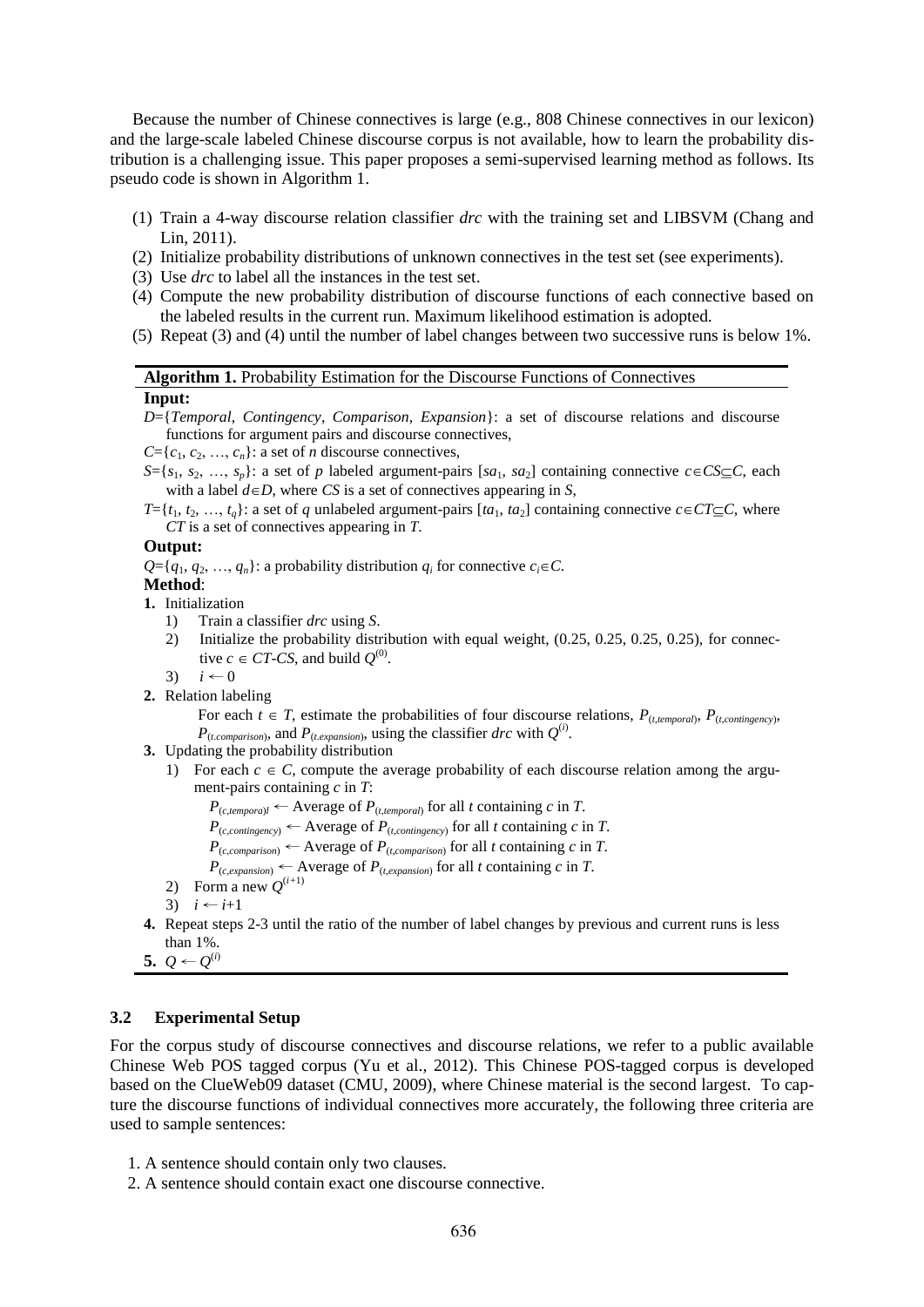Because the number of Chinese connectives is large (e.g., 808 Chinese connectives in our lexicon) and the large-scale labeled Chinese discourse corpus is not available, how to learn the probability distribution is a challenging issue. This paper proposes a semi-supervised learning method as follows. Its pseudo code is shown in Algorithm 1.

(1) Train a 4-way discourse relation classifier *drc* with the training set and LIBSVM (Chang and Lin, 2011).
(2) Initialize probability distributions of unknown connectives in the test set (see experiments).
(3) Use *drc* to label all the instances in the test set.
(4) Compute the new probability distribution of discourse functions of each connective based on the labeled results in the current run. Maximum likelihood estimation is adopted.
(5) Repeat (3) and (4) until the number of label changes between two successive runs is below 1%.

---

**Algorithm 1.** Probability Estimation for the Discourse Functions of Connectives

---

**Input:**

$D$={*Temporal*, *Contingency*, *Comparison*, *Expansion*}: a set of discourse relations and discourse functions for argument pairs and discourse connectives,

$C=\{c_1, c_2, \ldots, c_n\}$: a set of $n$ discourse connectives,

$S=\{s_1, s_2, \ldots, s_p\}$: a set of $p$ labeled argument-pairs $[sa_1, sa_2]$ containing connective $c \in CS \subseteq C$, each with a label $d \in D$, where $CS$ is a set of connectives appearing in $S$,

$T=\{t_1, t_2, \ldots, t_q\}$: a set of $q$ unlabeled argument-pairs $[ta_1, ta_2]$ containing connective $c \in CT \subseteq C$, where $CT$ is a set of connectives appearing in $T$.

**Output:**

$Q=\{q_1, q_2, \ldots, q_n\}$: a probability distribution $q_i$ for connective $c_i \in C$.

**Method**:

**1.** Initialization
   1) Train a classifier *drc* using $S$.
   2) Initialize the probability distribution with equal weight, (0.25, 0.25, 0.25, 0.25), for connective $c \in CT\text{-}CS$, and build $Q^{(0)}$.
   3) $i \leftarrow 0$

**2.** Relation labeling

   For each $t \in T$, estimate the probabilities of four discourse relations, $P_{(t,temporal)}$, $P_{(t,contingency)}$, $P_{(t,comparison)}$, and $P_{(t,expansion)}$, using the classifier *drc* with $Q^{(i)}$.

**3.** Updating the probability distribution
   1) For each $c \in C$, compute the average probability of each discourse relation among the argument-pairs containing $c$ in $T$:

      $P_{(c,temporal)} \leftarrow$ Average of $P_{(t,temporal)}$ for all $t$ containing $c$ in $T$.

      $P_{(c,contingency)} \leftarrow$ Average of $P_{(t,contingency)}$ for all $t$ containing $c$ in $T$.

      $P_{(c,comparison)} \leftarrow$ Average of $P_{(t,comparison)}$ for all $t$ containing $c$ in $T$.

      $P_{(c,expansion)} \leftarrow$ Average of $P_{(t,expansion)}$ for all $t$ containing $c$ in $T$.
   2) Form a new $Q^{(i+1)}$
   3) $i \leftarrow i+1$

**4.** Repeat steps 2-3 until the ratio of the number of label changes by previous and current runs is less than 1%.

**5.** $Q \leftarrow Q^{(i)}$

---

### 3.2 Experimental Setup

For the corpus study of discourse connectives and discourse relations, we refer to a public available Chinese Web POS tagged corpus (Yu et al., 2012). This Chinese POS-tagged corpus is developed based on the ClueWeb09 dataset (CMU, 2009), where Chinese material is the second largest. To capture the discourse functions of individual connectives more accurately, the following three criteria are used to sample sentences:

1. A sentence should contain only two clauses.
2. A sentence should contain exact one discourse connective.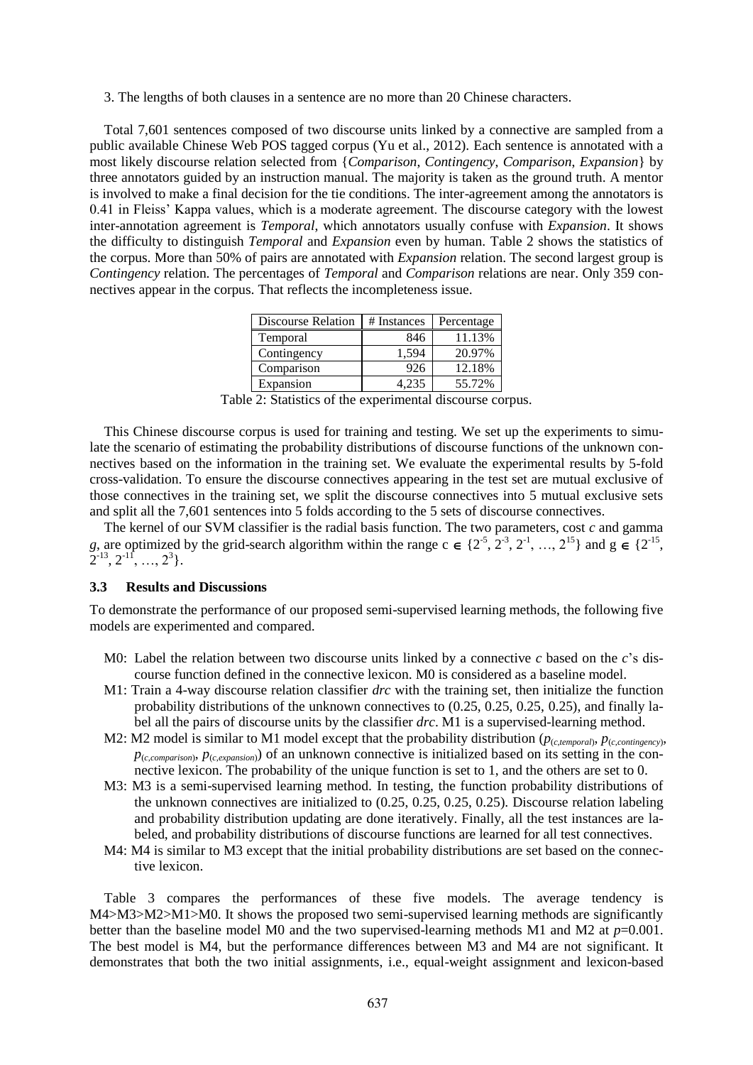3. The lengths of both clauses in a sentence are no more than 20 Chinese characters.

Total 7,601 sentences composed of two discourse units linked by a connective are sampled from a public available Chinese Web POS tagged corpus (Yu et al., 2012). Each sentence is annotated with a most likely discourse relation selected from {*Comparison*, *Contingency*, *Comparison*, *Expansion*} by three annotators guided by an instruction manual. The majority is taken as the ground truth. A mentor is involved to make a final decision for the tie conditions. The inter-agreement among the annotators is 0.41 in Fleiss' Kappa values, which is a moderate agreement. The discourse category with the lowest inter-annotation agreement is *Temporal*, which annotators usually confuse with *Expansion*. It shows the difficulty to distinguish *Temporal* and *Expansion* even by human. Table 2 shows the statistics of the corpus. More than 50% of pairs are annotated with *Expansion* relation. The second largest group is *Contingency* relation. The percentages of *Temporal* and *Comparison* relations are near. Only 359 connectives appear in the corpus. That reflects the incompleteness issue.

| Discourse Relation | # Instances | Percentage |
|---|---|---|
| Temporal | 846 | 11.13% |
| Contingency | 1,594 | 20.97% |
| Comparison | 926 | 12.18% |
| Expansion | 4,235 | 55.72% |

Table 2: Statistics of the experimental discourse corpus.

This Chinese discourse corpus is used for training and testing. We set up the experiments to simulate the scenario of estimating the probability distributions of discourse functions of the unknown connectives based on the information in the training set. We evaluate the experimental results by 5-fold cross-validation. To ensure the discourse connectives appearing in the test set are mutual exclusive of those connectives in the training set, we split the discourse connectives into 5 mutual exclusive sets and split all the 7,601 sentences into 5 folds according to the 5 sets of discourse connectives.

The kernel of our SVM classifier is the radial basis function. The two parameters, cost *c* and gamma *g*, are optimized by the grid-search algorithm within the range $c \in \{2^{-5}, 2^{-3}, 2^{-1}, \ldots, 2^{15}\}$ and $g \in \{2^{-15}, 2^{-13}, 2^{-11}, \ldots, 2^{3}\}$.

### 3.3 Results and Discussions

To demonstrate the performance of our proposed semi-supervised learning methods, the following five models are experimented and compared.

- M0: Label the relation between two discourse units linked by a connective *c* based on the *c*'s discourse function defined in the connective lexicon. M0 is considered as a baseline model.
- M1: Train a 4-way discourse relation classifier *drc* with the training set, then initialize the function probability distributions of the unknown connectives to (0.25, 0.25, 0.25, 0.25), and finally label all the pairs of discourse units by the classifier *drc*. M1 is a supervised-learning method.
- M2: M2 model is similar to M1 model except that the probability distribution ($p_{(c,temporal)}$, $p_{(c,contingency)}$, $p_{(c,comparison)}$, $p_{(c,expansion)}$) of an unknown connective is initialized based on its setting in the connective lexicon. The probability of the unique function is set to 1, and the others are set to 0.
- M3: M3 is a semi-supervised learning method. In testing, the function probability distributions of the unknown connectives are initialized to (0.25, 0.25, 0.25, 0.25). Discourse relation labeling and probability distribution updating are done iteratively. Finally, all the test instances are labeled, and probability distributions of discourse functions are learned for all test connectives.
- M4: M4 is similar to M3 except that the initial probability distributions are set based on the connective lexicon.

Table 3 compares the performances of these five models. The average tendency is M4>M3>M2>M1>M0. It shows the proposed two semi-supervised learning methods are significantly better than the baseline model M0 and the two supervised-learning methods M1 and M2 at $p$=0.001. The best model is M4, but the performance differences between M3 and M4 are not significant. It demonstrates that both the two initial assignments, i.e., equal-weight assignment and lexicon-based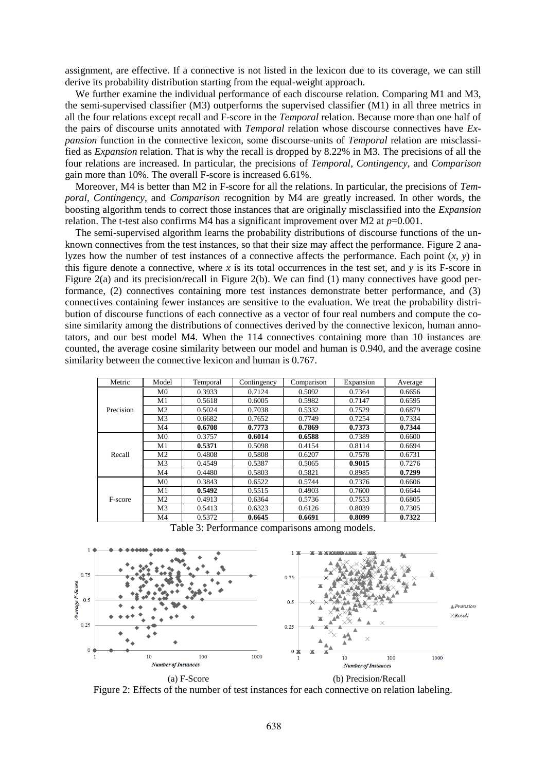assignment, are effective. If a connective is not listed in the lexicon due to its coverage, we can still derive its probability distribution starting from the equal-weight approach.

We further examine the individual performance of each discourse relation. Comparing M1 and M3, the semi-supervised classifier (M3) outperforms the supervised classifier (M1) in all three metrics in all the four relations except recall and F-score in the *Temporal* relation. Because more than one half of the pairs of discourse units annotated with *Temporal* relation whose discourse connectives have *Expansion* function in the connective lexicon, some discourse-units of *Temporal* relation are misclassified as *Expansion* relation. That is why the recall is dropped by 8.22% in M3. The precisions of all the four relations are increased. In particular, the precisions of *Temporal*, *Contingency*, and *Comparison* gain more than 10%. The overall F-score is increased 6.61%.

Moreover, M4 is better than M2 in F-score for all the relations. In particular, the precisions of *Temporal*, *Contingency*, and *Comparison* recognition by M4 are greatly increased. In other words, the boosting algorithm tends to correct those instances that are originally misclassified into the *Expansion* relation. The t-test also confirms M4 has a significant improvement over M2 at $p$=0.001.

The semi-supervised algorithm learns the probability distributions of discourse functions of the unknown connectives from the test instances, so that their size may affect the performance. Figure 2 analyzes how the number of test instances of a connective affects the performance. Each point ($x$, $y$) in this figure denote a connective, where $x$ is its total occurrences in the test set, and $y$ is its F-score in Figure 2(a) and its precision/recall in Figure 2(b). We can find (1) many connectives have good performance, (2) connectives containing more test instances demonstrate better performance, and (3) connectives containing fewer instances are sensitive to the evaluation. We treat the probability distribution of discourse functions of each connective as a vector of four real numbers and compute the cosine similarity among the distributions of connectives derived by the connective lexicon, human annotators, and our best model M4. When the 114 connectives containing more than 10 instances are counted, the average cosine similarity between our model and human is 0.940, and the average cosine similarity between the connective lexicon and human is 0.767.

| Metric | Model | Temporal | Contingency | Comparison | Expansion | Average |
|---|---|---|---|---|---|---|
| Precision | M0 | 0.3933 | 0.7124 | 0.5092 | 0.7364 | 0.6656 |
| | M1 | 0.5618 | 0.6005 | 0.5982 | 0.7147 | 0.6595 |
| | M2 | 0.5024 | 0.7038 | 0.5332 | 0.7529 | 0.6879 |
| | M3 | 0.6682 | 0.7652 | 0.7749 | 0.7254 | 0.7334 |
| | M4 | **0.6708** | **0.7773** | **0.7869** | **0.7373** | **0.7344** |
| Recall | M0 | 0.3757 | **0.6014** | **0.6588** | 0.7389 | 0.6600 |
| | M1 | **0.5371** | 0.5098 | 0.4154 | 0.8114 | 0.6694 |
| | M2 | 0.4808 | 0.5808 | 0.6207 | 0.7578 | 0.6731 |
| | M3 | 0.4549 | 0.5387 | 0.5065 | **0.9015** | 0.7276 |
| | M4 | 0.4480 | 0.5803 | 0.5821 | 0.8985 | **0.7299** |
| F-score | M0 | 0.3843 | 0.6522 | 0.5744 | 0.7376 | 0.6606 |
| | M1 | **0.5492** | 0.5515 | 0.4903 | 0.7600 | 0.6644 |
| | M2 | 0.4913 | 0.6364 | 0.5736 | 0.7553 | 0.6805 |
| | M3 | 0.5413 | 0.6323 | 0.6126 | 0.8039 | 0.7305 |
| | M4 | 0.5372 | **0.6645** | **0.6691** | **0.8099** | **0.7322** |

Table 3: Performance comparisons among models.

(a) F-Score (b) Precision/Recall

Figure 2: Effects of the number of test instances for each connective on relation labeling.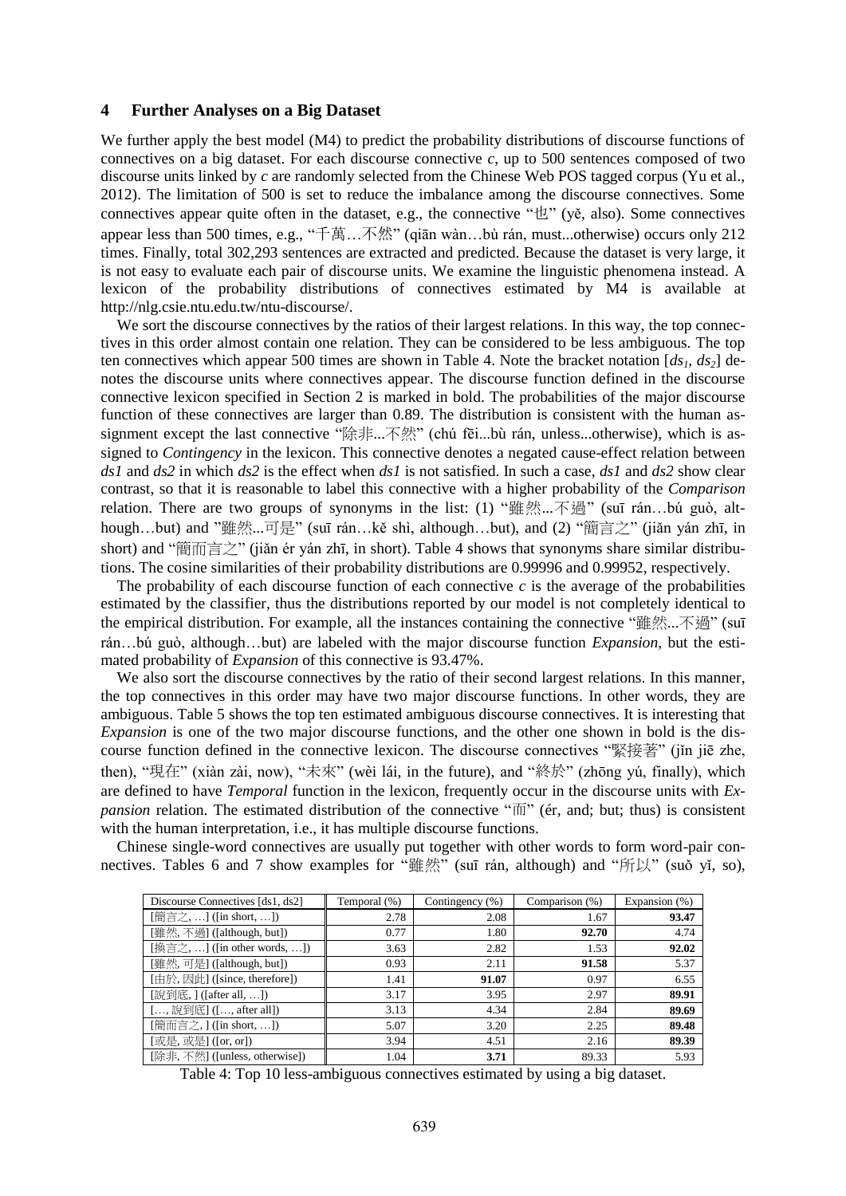## 4 Further Analyses on a Big Dataset

We further apply the best model (M4) to predict the probability distributions of discourse functions of connectives on a big dataset. For each discourse connective *c*, up to 500 sentences composed of two discourse units linked by *c* are randomly selected from the Chinese Web POS tagged corpus (Yu et al., 2012). The limitation of 500 is set to reduce the imbalance among the discourse connectives. Some connectives appear quite often in the dataset, e.g., the connective "也" (yě, also). Some connectives appear less than 500 times, e.g., "千萬…不然" (qiān wàn…bù rán, must...otherwise) occurs only 212 times. Finally, total 302,293 sentences are extracted and predicted. Because the dataset is very large, it is not easy to evaluate each pair of discourse units. We examine the linguistic phenomena instead. A lexicon of the probability distributions of connectives estimated by M4 is available at http://nlg.csie.ntu.edu.tw/ntu-discourse/.

We sort the discourse connectives by the ratios of their largest relations. In this way, the top connectives in this order almost contain one relation. They can be considered to be less ambiguous. The top ten connectives which appear 500 times are shown in Table 4. Note the bracket notation [$ds_1$, $ds_2$] denotes the discourse units where connectives appear. The discourse function defined in the discourse connective lexicon specified in Section 2 is marked in bold. The probabilities of the major discourse function of these connectives are larger than 0.89. The distribution is consistent with the human assignment except the last connective "除非...不然" (chú fēi...bù rán, unless...otherwise), which is assigned to *Contingency* in the lexicon. This connective denotes a negated cause-effect relation between *ds1* and *ds2* in which *ds2* is the effect when *ds1* is not satisfied. In such a case, *ds1* and *ds2* show clear contrast, so that it is reasonable to label this connective with a higher probability of the *Comparison* relation. There are two groups of synonyms in the list: (1) "雖然...不過" (suī rán…bú guò, although…but) and "雖然...可是" (suī rán…kě shì, although…but), and (2) "簡言之" (jiǎn yán zhī, in short) and "簡而言之" (jiǎn ér yán zhī, in short). Table 4 shows that synonyms share similar distributions. The cosine similarities of their probability distributions are 0.99996 and 0.99952, respectively.

The probability of each discourse function of each connective *c* is the average of the probabilities estimated by the classifier, thus the distributions reported by our model is not completely identical to the empirical distribution. For example, all the instances containing the connective "雖然...不過" (suī rán…bú guò, although…but) are labeled with the major discourse function *Expansion*, but the estimated probability of *Expansion* of this connective is 93.47%.

We also sort the discourse connectives by the ratio of their second largest relations. In this manner, the top connectives in this order may have two major discourse functions. In other words, they are ambiguous. Table 5 shows the top ten estimated ambiguous discourse connectives. It is interesting that *Expansion* is one of the two major discourse functions, and the other one shown in bold is the discourse function defined in the connective lexicon. The discourse connectives "緊接著" (jǐn jiē zhe, then), "現在" (xiàn zài, now), "未來" (wèi lái, in the future), and "終於" (zhōng yú, finally), which are defined to have *Temporal* function in the lexicon, frequently occur in the discourse units with *Expansion* relation. The estimated distribution of the connective "而" (ér, and; but; thus) is consistent with the human interpretation, i.e., it has multiple discourse functions.

Chinese single-word connectives are usually put together with other words to form word-pair connectives. Tables 6 and 7 show examples for "雖然" (suī rán, although) and "所以" (suǒ yǐ, so),

| Discourse Connectives [ds1, ds2] | Temporal (%) | Contingency (%) | Comparison (%) | Expansion (%) |
|---|---|---|---|---|
| [簡言之, …] ([in short, …]) | 2.78 | 2.08 | 1.67 | **93.47** |
| [雖然, 不過] ([although, but]) | 0.77 | 1.80 | **92.70** | 4.74 |
| [換言之, …] ([in other words, …]) | 3.63 | 2.82 | 1.53 | **92.02** |
| [雖然, 可是] ([although, but]) | 0.93 | 2.11 | **91.58** | 5.37 |
| [由於, 因此] ([since, therefore]) | 1.41 | **91.07** | 0.97 | 6.55 |
| [說到底, ] ([after all, …]) | 3.17 | 3.95 | 2.97 | **89.91** |
| […, 說到底] ([…, after all]) | 3.13 | 4.34 | 2.84 | **89.69** |
| [簡而言之, ] ([in short, …]) | 5.07 | 3.20 | 2.25 | **89.48** |
| [或是, 或是] ([or, or]) | 3.94 | 4.51 | 2.16 | **89.39** |
| [除非, 不然] ([unless, otherwise]) | 1.04 | **3.71** | 89.33 | 5.93 |

Table 4: Top 10 less-ambiguous connectives estimated by using a big dataset.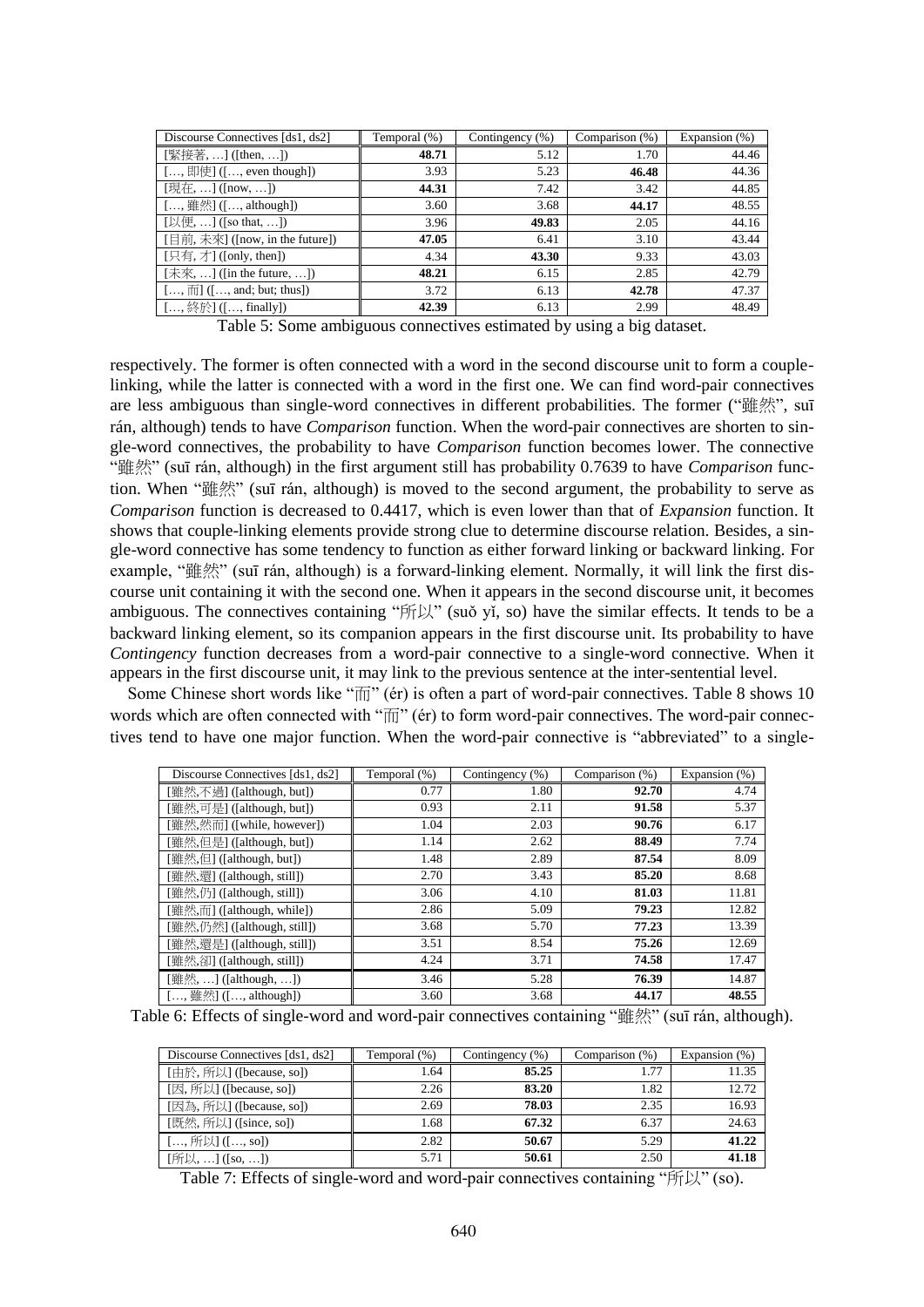| Discourse Connectives [ds1, ds2] | Temporal (%) | Contingency (%) | Comparison (%) | Expansion (%) |
|---|---|---|---|---|
| [緊接著, …] ([then, …]) | **48.71** | 5.12 | 1.70 | 44.46 |
| […, 即使] ([…, even though]) | 3.93 | 5.23 | **46.48** | 44.36 |
| [現在, …] ([now, …]) | **44.31** | 7.42 | 3.42 | 44.85 |
| […, 雖然] ([…, although]) | 3.60 | 3.68 | **44.17** | 48.55 |
| [以便, …] ([so that, …]) | 3.96 | **49.83** | 2.05 | 44.16 |
| [目前, 未來] ([now, in the future]) | **47.05** | 6.41 | 3.10 | 43.44 |
| [只有, 才] ([only, then]) | 4.34 | **43.30** | 9.33 | 43.03 |
| [未來, …] ([in the future, …]) | **48.21** | 6.15 | 2.85 | 42.79 |
| […, 而] ([…, and; but; thus]) | 3.72 | 6.13 | **42.78** | 47.37 |
| […, 終於] ([…, finally]) | **42.39** | 6.13 | 2.99 | 48.49 |

Table 5: Some ambiguous connectives estimated by using a big dataset.

respectively. The former is often connected with a word in the second discourse unit to form a couple-linking, while the latter is connected with a word in the first one. We can find word-pair connectives are less ambiguous than single-word connectives in different probabilities. The former ("雖然", suī rán, although) tends to have *Comparison* function. When the word-pair connectives are shorten to single-word connectives, the probability to have *Comparison* function becomes lower. The connective "雖然" (suī rán, although) in the first argument still has probability 0.7639 to have *Comparison* function. When "雖然" (suī rán, although) is moved to the second argument, the probability to serve as *Comparison* function is decreased to 0.4417, which is even lower than that of *Expansion* function. It shows that couple-linking elements provide strong clue to determine discourse relation. Besides, a single-word connective has some tendency to function as either forward linking or backward linking. For example, "雖然" (suī rán, although) is a forward-linking element. Normally, it will link the first discourse unit containing it with the second one. When it appears in the second discourse unit, it becomes ambiguous. The connectives containing "所以" (suǒ yǐ, so) have the similar effects. It tends to be a backward linking element, so its companion appears in the first discourse unit. Its probability to have *Contingency* function decreases from a word-pair connective to a single-word connective. When it appears in the first discourse unit, it may link to the previous sentence at the inter-sentential level.

Some Chinese short words like "而" (ér) is often a part of word-pair connectives. Table 8 shows 10 words which are often connected with "而" (ér) to form word-pair connectives. The word-pair connectives tend to have one major function. When the word-pair connective is "abbreviated" to a single-

| Discourse Connectives [ds1, ds2] | Temporal (%) | Contingency (%) | Comparison (%) | Expansion (%) |
|---|---|---|---|---|
| [雖然,不過] ([although, but]) | 0.77 | 1.80 | **92.70** | 4.74 |
| [雖然,可是] ([although, but]) | 0.93 | 2.11 | **91.58** | 5.37 |
| [雖然,然而] ([while, however]) | 1.04 | 2.03 | **90.76** | 6.17 |
| [雖然,但是] ([although, but]) | 1.14 | 2.62 | **88.49** | 7.74 |
| [雖然,但] ([although, but]) | 1.48 | 2.89 | **87.54** | 8.09 |
| [雖然,還] ([although, still]) | 2.70 | 3.43 | **85.20** | 8.68 |
| [雖然,仍] ([although, still]) | 3.06 | 4.10 | **81.03** | 11.81 |
| [雖然,而] ([although, while]) | 2.86 | 5.09 | **79.23** | 12.82 |
| [雖然,仍然] ([although, still]) | 3.68 | 5.70 | **77.23** | 13.39 |
| [雖然,還是] ([although, still]) | 3.51 | 8.54 | **75.26** | 12.69 |
| [雖然,卻] ([although, still]) | 4.24 | 3.71 | **74.58** | 17.47 |
| [雖然, …] ([although, …]) | 3.46 | 5.28 | **76.39** | 14.87 |
| […, 雖然] ([…, although]) | 3.60 | 3.68 | 44.17 | **48.55** |

Table 6: Effects of single-word and word-pair connectives containing "雖然" (suī rán, although).

| Discourse Connectives [ds1, ds2] | Temporal (%) | Contingency (%) | Comparison (%) | Expansion (%) |
|---|---|---|---|---|
| [由於, 所以] ([because, so]) | 1.64 | **85.25** | 1.77 | 11.35 |
| [因, 所以] ([because, so]) | 2.26 | **83.20** | 1.82 | 12.72 |
| [因為, 所以] ([because, so]) | 2.69 | **78.03** | 2.35 | 16.93 |
| [既然, 所以] ([since, so]) | 1.68 | **67.32** | 6.37 | 24.63 |
| […, 所以] ([…, so]) | 2.82 | **50.67** | 5.29 | **41.22** |
| [所以, …] ([so, …]) | 5.71 | **50.61** | 2.50 | **41.18** |

Table 7: Effects of single-word and word-pair connectives containing "所以" (so).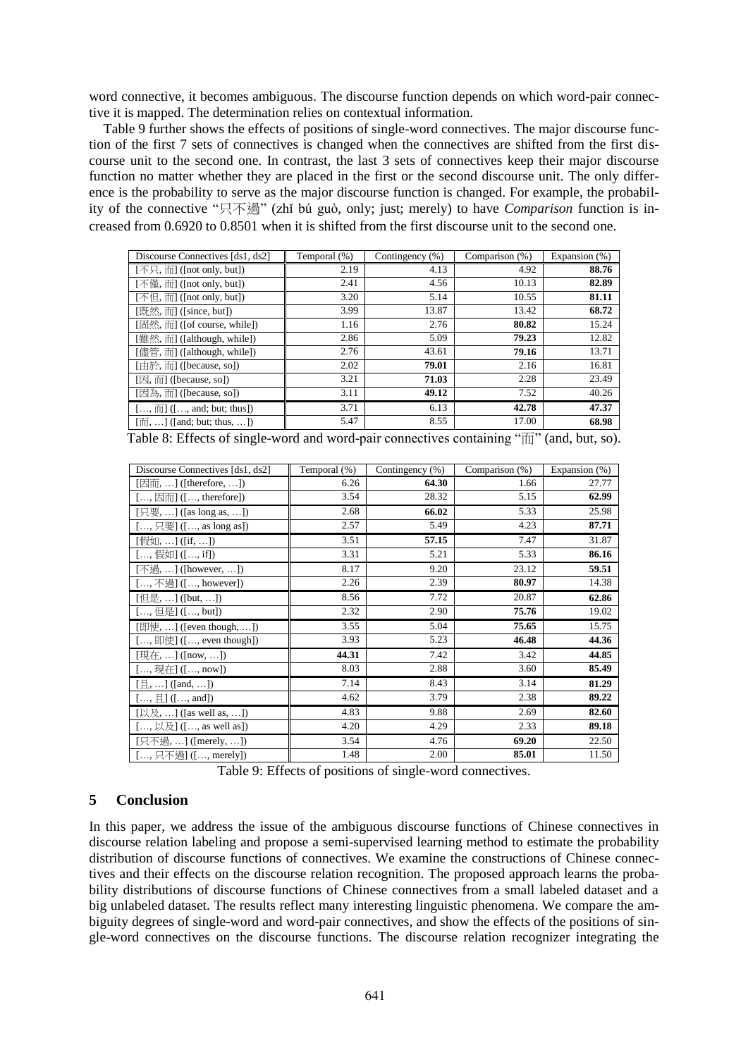word connective, it becomes ambiguous. The discourse function depends on which word-pair connective it is mapped. The determination relies on contextual information.

Table 9 further shows the effects of positions of single-word connectives. The major discourse function of the first 7 sets of connectives is changed when the connectives are shifted from the first discourse unit to the second one. In contrast, the last 3 sets of connectives keep their major discourse function no matter whether they are placed in the first or the second discourse unit. The only difference is the probability to serve as the major discourse function is changed. For example, the probability of the connective "只不過" (zhǐ bú guò, only; just; merely) to have *Comparison* function is increased from 0.6920 to 0.8501 when it is shifted from the first discourse unit to the second one.

| Discourse Connectives [ds1, ds2] | Temporal (%) | Contingency (%) | Comparison (%) | Expansion (%) |
|---|---|---|---|---|
| [不只, 而] ([not only, but]) | 2.19 | 4.13 | 4.92 | **88.76** |
| [不僅, 而] ([not only, but]) | 2.41 | 4.56 | 10.13 | **82.89** |
| [不但, 而] ([not only, but]) | 3.20 | 5.14 | 10.55 | **81.11** |
| [既然, 而] ([since, but]) | 3.99 | 13.87 | 13.42 | **68.72** |
| [固然, 而] ([of course, while]) | 1.16 | 2.76 | **80.82** | 15.24 |
| [雖然, 而] ([although, while]) | 2.86 | 5.09 | **79.23** | 12.82 |
| [儘管, 而] ([although, while]) | 2.76 | 43.61 | **79.16** | 13.71 |
| [由於, 而] ([because, so]) | 2.02 | **79.01** | 2.16 | 16.81 |
| [因, 而] ([because, so]) | 3.21 | **71.03** | 2.28 | 23.49 |
| [因為, 而] ([because, so]) | 3.11 | **49.12** | 7.52 | 40.26 |
| […, 而] ([…, and; but; thus]) | 3.71 | 6.13 | **42.78** | **47.37** |
| [而, …] ([and; but; thus, …]) | 5.47 | 8.55 | 17.00 | **68.98** |

Table 8: Effects of single-word and word-pair connectives containing "而" (and, but, so).

| Discourse Connectives [ds1, ds2] | Temporal (%) | Contingency (%) | Comparison (%) | Expansion (%) |
|---|---|---|---|---|
| [因而, …] ([therefore, …]) | 6.26 | **64.30** | 1.66 | 27.77 |
| […, 因而] ([…, therefore]) | 3.54 | 28.32 | 5.15 | **62.99** |
| [只要, …] ([as long as, …]) | 2.68 | **66.02** | 5.33 | 25.98 |
| […, 只要] ([…, as long as]) | 2.57 | 5.49 | 4.23 | **87.71** |
| [假如, …] ([if, …]) | 3.51 | **57.15** | 7.47 | 31.87 |
| […, 假如] ([…, if]) | 3.31 | 5.21 | 5.33 | **86.16** |
| [不過, …] ([however, …]) | 8.17 | 9.20 | 23.12 | **59.51** |
| […, 不過] ([…, however]) | 2.26 | 2.39 | **80.97** | 14.38 |
| [但是, …] ([but, …]) | 8.56 | 7.72 | 20.87 | **62.86** |
| […, 但是] ([…, but]) | 2.32 | 2.90 | **75.76** | 19.02 |
| [即使, …] ([even though, …]) | 3.55 | 5.04 | **75.65** | 15.75 |
| […, 即使] ([…, even though]) | 3.93 | 5.23 | **46.48** | 44.36 |
| [現在, …] ([now, …]) | **44.31** | 7.42 | 3.42 | 44.85 |
| […, 現在] ([…, now]) | 8.03 | 2.88 | 3.60 | **85.49** |
| [且, …] ([and, …]) | 7.14 | 8.43 | 3.14 | **81.29** |
| […, 且] ([…, and]) | 4.62 | 3.79 | 2.38 | **89.22** |
| [以及, …] ([as well as, …]) | 4.83 | 9.88 | 2.69 | **82.60** |
| […, 以及] ([…, as well as]) | 4.20 | 4.29 | 2.33 | **89.18** |
| [只不過, …] ([merely, …]) | 3.54 | 4.76 | **69.20** | 22.50 |
| […, 只不過] ([…, merely]) | 1.48 | 2.00 | **85.01** | 11.50 |

Table 9: Effects of positions of single-word connectives.

## 5 Conclusion

In this paper, we address the issue of the ambiguous discourse functions of Chinese connectives in discourse relation labeling and propose a semi-supervised learning method to estimate the probability distribution of discourse functions of connectives. We examine the constructions of Chinese connectives and their effects on the discourse relation recognition. The proposed approach learns the probability distributions of discourse functions of Chinese connectives from a small labeled dataset and a big unlabeled dataset. The results reflect many interesting linguistic phenomena. We compare the ambiguity degrees of single-word and word-pair connectives, and show the effects of the positions of single-word connectives on the discourse functions. The discourse relation recognizer integrating the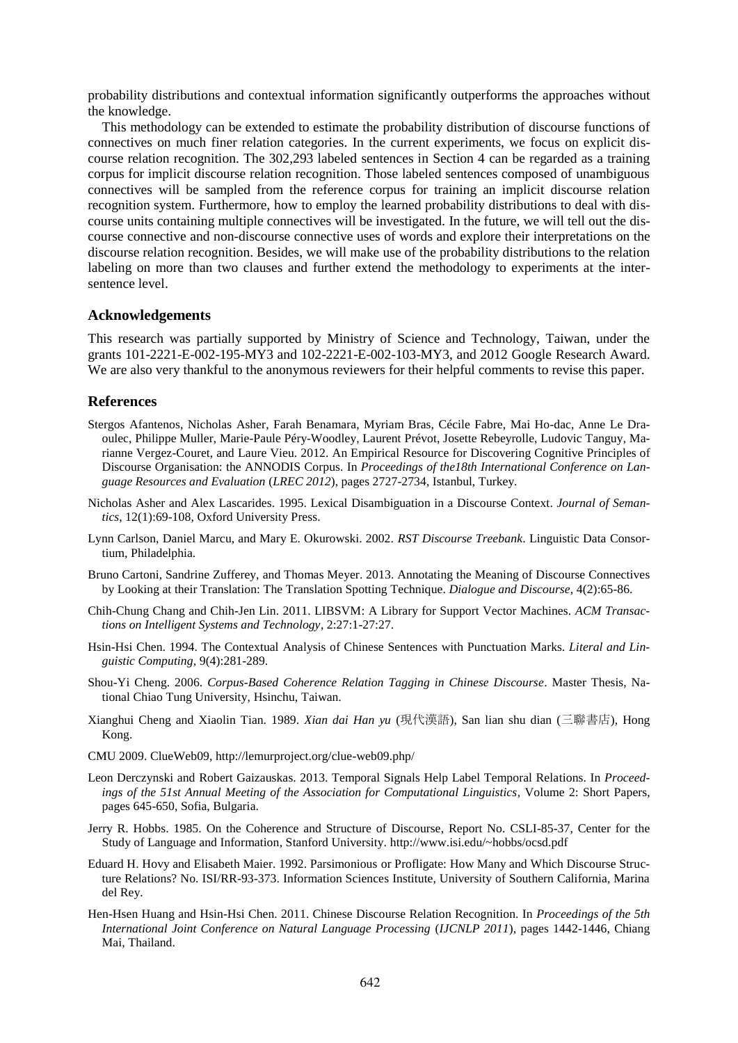probability distributions and contextual information significantly outperforms the approaches without the knowledge.

This methodology can be extended to estimate the probability distribution of discourse functions of connectives on much finer relation categories. In the current experiments, we focus on explicit discourse relation recognition. The 302,293 labeled sentences in Section 4 can be regarded as a training corpus for implicit discourse relation recognition. Those labeled sentences composed of unambiguous connectives will be sampled from the reference corpus for training an implicit discourse relation recognition system. Furthermore, how to employ the learned probability distributions to deal with discourse units containing multiple connectives will be investigated. In the future, we will tell out the discourse connective and non-discourse connective uses of words and explore their interpretations on the discourse relation recognition. Besides, we will make use of the probability distributions to the relation labeling on more than two clauses and further extend the methodology to experiments at the inter-sentence level.

## Acknowledgements

This research was partially supported by Ministry of Science and Technology, Taiwan, under the grants 101-2221-E-002-195-MY3 and 102-2221-E-002-103-MY3, and 2012 Google Research Award. We are also very thankful to the anonymous reviewers for their helpful comments to revise this paper.

## References

Stergos Afantenos, Nicholas Asher, Farah Benamara, Myriam Bras, Cécile Fabre, Mai Ho-dac, Anne Le Draoulec, Philippe Muller, Marie-Paule Péry-Woodley, Laurent Prévot, Josette Rebeyrolle, Ludovic Tanguy, Marianne Vergez-Couret, and Laure Vieu. 2012. An Empirical Resource for Discovering Cognitive Principles of Discourse Organisation: the ANNODIS Corpus. In *Proceedings of the18th International Conference on Language Resources and Evaluation* (*LREC 2012*), pages 2727-2734, Istanbul, Turkey.

Nicholas Asher and Alex Lascarides. 1995. Lexical Disambiguation in a Discourse Context. *Journal of Semantics*, 12(1):69-108, Oxford University Press.

Lynn Carlson, Daniel Marcu, and Mary E. Okurowski. 2002. *RST Discourse Treebank*. Linguistic Data Consortium, Philadelphia.

Bruno Cartoni, Sandrine Zufferey, and Thomas Meyer. 2013. Annotating the Meaning of Discourse Connectives by Looking at their Translation: The Translation Spotting Technique. *Dialogue and Discourse*, 4(2):65-86.

Chih-Chung Chang and Chih-Jen Lin. 2011. LIBSVM: A Library for Support Vector Machines. *ACM Transactions on Intelligent Systems and Technology*, 2:27:1-27:27.

Hsin-Hsi Chen. 1994. The Contextual Analysis of Chinese Sentences with Punctuation Marks. *Literal and Linguistic Computing*, 9(4):281-289.

Shou-Yi Cheng. 2006. *Corpus-Based Coherence Relation Tagging in Chinese Discourse*. Master Thesis, National Chiao Tung University, Hsinchu, Taiwan.

Xianghui Cheng and Xiaolin Tian. 1989. *Xian dai Han yu* (現代漢語), San lian shu dian (三聯書店), Hong Kong.

CMU 2009. ClueWeb09, http://lemurproject.org/clue-web09.php/

Leon Derczynski and Robert Gaizauskas. 2013. Temporal Signals Help Label Temporal Relations. In *Proceedings of the 51st Annual Meeting of the Association for Computational Linguistics*, Volume 2: Short Papers, pages 645-650, Sofia, Bulgaria.

Jerry R. Hobbs. 1985. On the Coherence and Structure of Discourse, Report No. CSLI-85-37, Center for the Study of Language and Information, Stanford University. http://www.isi.edu/~hobbs/ocsd.pdf

Eduard H. Hovy and Elisabeth Maier. 1992. Parsimonious or Profligate: How Many and Which Discourse Structure Relations? No. ISI/RR-93-373. Information Sciences Institute, University of Southern California, Marina del Rey.

Hen-Hsen Huang and Hsin-Hsi Chen. 2011. Chinese Discourse Relation Recognition. In *Proceedings of the 5th International Joint Conference on Natural Language Processing* (*IJCNLP 2011*), pages 1442-1446, Chiang Mai, Thailand.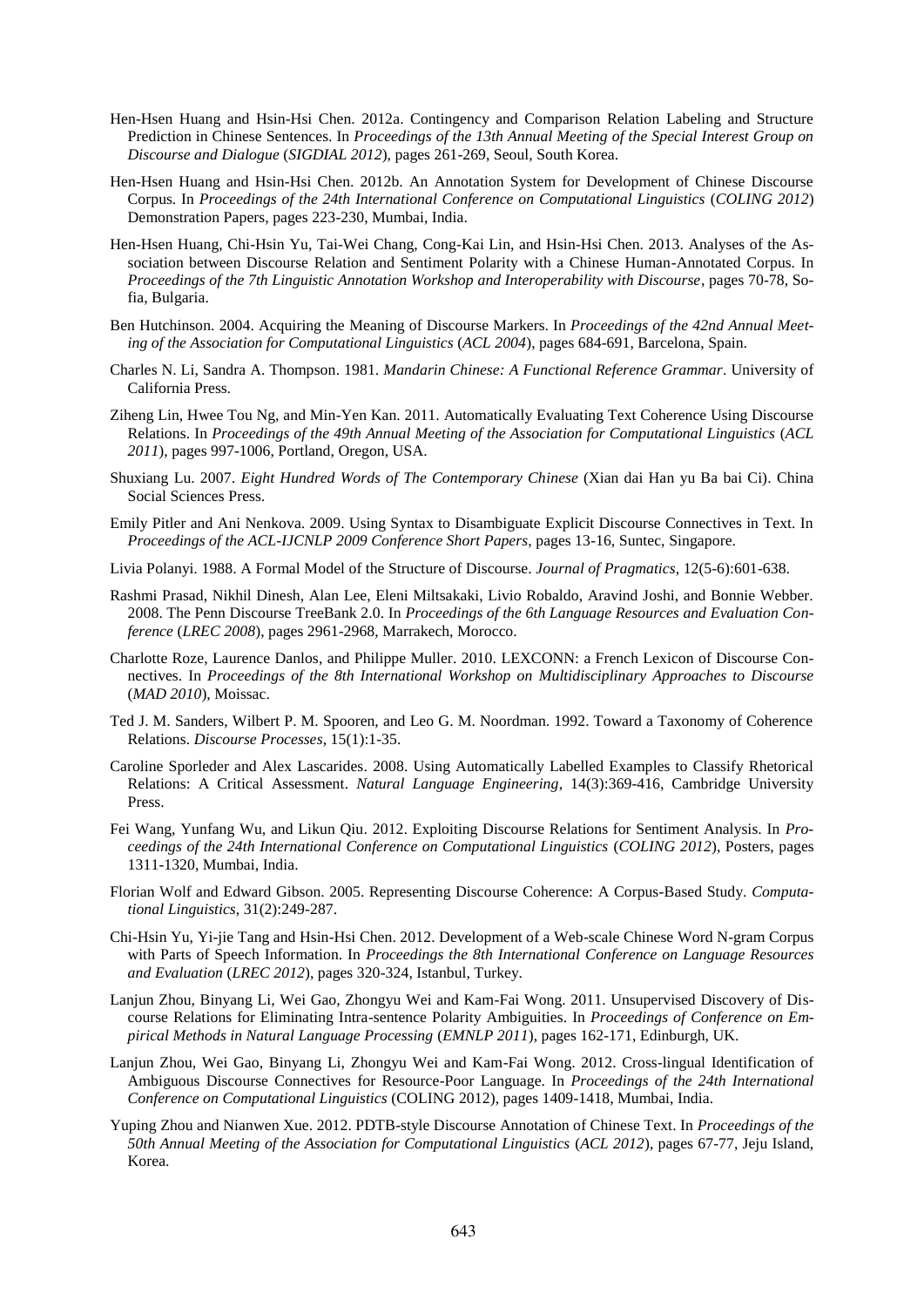Hen-Hsen Huang and Hsin-Hsi Chen. 2012a. Contingency and Comparison Relation Labeling and Structure Prediction in Chinese Sentences. In *Proceedings of the 13th Annual Meeting of the Special Interest Group on Discourse and Dialogue* (*SIGDIAL 2012*), pages 261-269, Seoul, South Korea.

Hen-Hsen Huang and Hsin-Hsi Chen. 2012b. An Annotation System for Development of Chinese Discourse Corpus. In *Proceedings of the 24th International Conference on Computational Linguistics* (*COLING 2012*) Demonstration Papers, pages 223-230, Mumbai, India.

Hen-Hsen Huang, Chi-Hsin Yu, Tai-Wei Chang, Cong-Kai Lin, and Hsin-Hsi Chen. 2013. Analyses of the Association between Discourse Relation and Sentiment Polarity with a Chinese Human-Annotated Corpus. In *Proceedings of the 7th Linguistic Annotation Workshop and Interoperability with Discourse*, pages 70-78, Sofia, Bulgaria.

Ben Hutchinson. 2004. Acquiring the Meaning of Discourse Markers. In *Proceedings of the 42nd Annual Meeting of the Association for Computational Linguistics* (*ACL 2004*), pages 684-691, Barcelona, Spain.

Charles N. Li, Sandra A. Thompson. 1981. *Mandarin Chinese: A Functional Reference Grammar*. University of California Press.

Ziheng Lin, Hwee Tou Ng, and Min-Yen Kan. 2011. Automatically Evaluating Text Coherence Using Discourse Relations. In *Proceedings of the 49th Annual Meeting of the Association for Computational Linguistics* (*ACL 2011*), pages 997-1006, Portland, Oregon, USA.

Shuxiang Lu. 2007. *Eight Hundred Words of The Contemporary Chinese* (Xian dai Han yu Ba bai Ci). China Social Sciences Press.

Emily Pitler and Ani Nenkova. 2009. Using Syntax to Disambiguate Explicit Discourse Connectives in Text. In *Proceedings of the ACL-IJCNLP 2009 Conference Short Papers*, pages 13-16, Suntec, Singapore.

Livia Polanyi. 1988. A Formal Model of the Structure of Discourse. *Journal of Pragmatics*, 12(5-6):601-638.

Rashmi Prasad, Nikhil Dinesh, Alan Lee, Eleni Miltsakaki, Livio Robaldo, Aravind Joshi, and Bonnie Webber. 2008. The Penn Discourse TreeBank 2.0. In *Proceedings of the 6th Language Resources and Evaluation Conference* (*LREC 2008*), pages 2961-2968, Marrakech, Morocco.

Charlotte Roze, Laurence Danlos, and Philippe Muller. 2010. LEXCONN: a French Lexicon of Discourse Connectives. In *Proceedings of the 8th International Workshop on Multidisciplinary Approaches to Discourse* (*MAD 2010*), Moissac.

Ted J. M. Sanders, Wilbert P. M. Spooren, and Leo G. M. Noordman. 1992. Toward a Taxonomy of Coherence Relations. *Discourse Processes*, 15(1):1-35.

Caroline Sporleder and Alex Lascarides. 2008. Using Automatically Labelled Examples to Classify Rhetorical Relations: A Critical Assessment. *Natural Language Engineering*, 14(3):369-416, Cambridge University Press.

Fei Wang, Yunfang Wu, and Likun Qiu. 2012. Exploiting Discourse Relations for Sentiment Analysis. In *Proceedings of the 24th International Conference on Computational Linguistics* (*COLING 2012*), Posters, pages 1311-1320, Mumbai, India.

Florian Wolf and Edward Gibson. 2005. Representing Discourse Coherence: A Corpus-Based Study. *Computational Linguistics*, 31(2):249-287.

Chi-Hsin Yu, Yi-jie Tang and Hsin-Hsi Chen. 2012. Development of a Web-scale Chinese Word N-gram Corpus with Parts of Speech Information. In *Proceedings the 8th International Conference on Language Resources and Evaluation* (*LREC 2012*), pages 320-324, Istanbul, Turkey.

Lanjun Zhou, Binyang Li, Wei Gao, Zhongyu Wei and Kam-Fai Wong. 2011. Unsupervised Discovery of Discourse Relations for Eliminating Intra-sentence Polarity Ambiguities. In *Proceedings of Conference on Empirical Methods in Natural Language Processing* (*EMNLP 2011*), pages 162-171, Edinburgh, UK.

Lanjun Zhou, Wei Gao, Binyang Li, Zhongyu Wei and Kam-Fai Wong. 2012. Cross-lingual Identification of Ambiguous Discourse Connectives for Resource-Poor Language. In *Proceedings of the 24th International Conference on Computational Linguistics* (COLING 2012), pages 1409-1418, Mumbai, India.

Yuping Zhou and Nianwen Xue. 2012. PDTB-style Discourse Annotation of Chinese Text. In *Proceedings of the 50th Annual Meeting of the Association for Computational Linguistics* (*ACL 2012*), pages 67-77, Jeju Island, Korea.